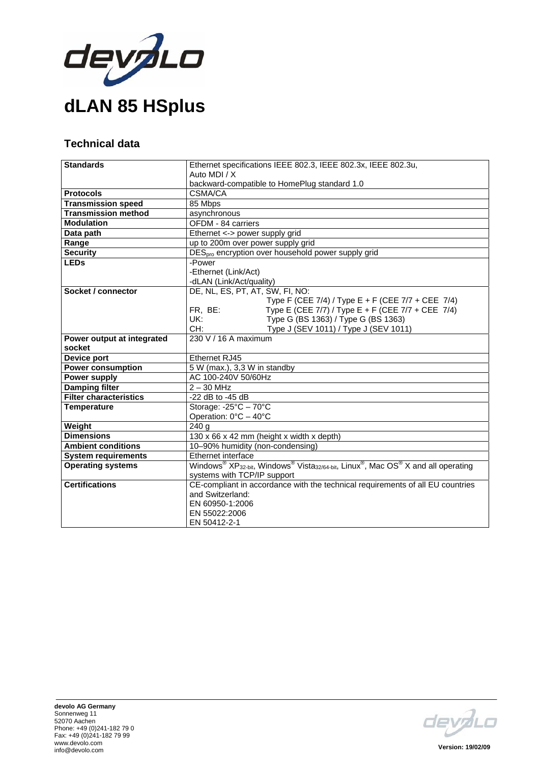# dLAN 85 HSplus

## Technical data

| | |
|---|---|
| **Standards** | Ethernet specifications IEEE 802.3, IEEE 802.3x, IEEE 802.3u,<br>Auto MDI / X<br>backward-compatible to HomePlug standard 1.0 |
| **Protocols** | CSMA/CA |
| **Transmission speed** | 85 Mbps |
| **Transmission method** | asynchronous |
| **Modulation** | OFDM - 84 carriers |
| **Data path** | Ethernet <-> power supply grid |
| **Range** | up to 200m over power supply grid |
| **Security** | $DES_{pro}$ encryption over household power supply grid |
| **LEDs** | -Power<br>-Ethernet (Link/Act)<br>-dLAN (Link/Act/quality) |
| **Socket / connector** | DE, NL, ES, PT, AT, SW, FI, NO:<br>Type F (CEE 7/4) / Type E + F (CEE 7/7 + CEE 7/4)<br>FR, BE: Type E (CEE 7/7) / Type E + F (CEE 7/7 + CEE 7/4)<br>UK: Type G (BS 1363) / Type G (BS 1363)<br>CH: Type J (SEV 1011) / Type J (SEV 1011) |
| **Power output at integrated socket** | 230 V / 16 A maximum |
| **Device port** | Ethernet RJ45 |
| **Power consumption** | 5 W (max.), 3,3 W in standby |
| **Power supply** | AC 100-240V 50/60Hz |
| **Damping filter** | 2 – 30 MHz |
| **Filter characteristics** | -22 dB to -45 dB |
| **Temperature** | Storage: -25°C – 70°C<br>Operation: 0°C – 40°C |
| **Weight** | 240 g |
| **Dimensions** | 130 x 66 x 42 mm (height x width x depth) |
| **Ambient conditions** | 10–90% humidity (non-condensing) |
| **System requirements** | Ethernet interface |
| **Operating systems** | Windows® XP$_{32\text{-bit}}$, Windows® Vista$_{32/64\text{-bit}}$, Linux®, Mac OS® X and all operating systems with TCP/IP support |
| **Certifications** | CE-compliant in accordance with the technical requirements of all EU countries and Switzerland:<br>EN 60950-1:2006<br>EN 55022:2006<br>EN 50412-2-1 |

**devolo AG Germany**
Sonnenweg 11
52070 Aachen
Phone: +49 (0)241-182 79 0
Fax: +49 (0)241-182 79 99
www.devolo.com
info@devolo.com

**Version: 19/02/09**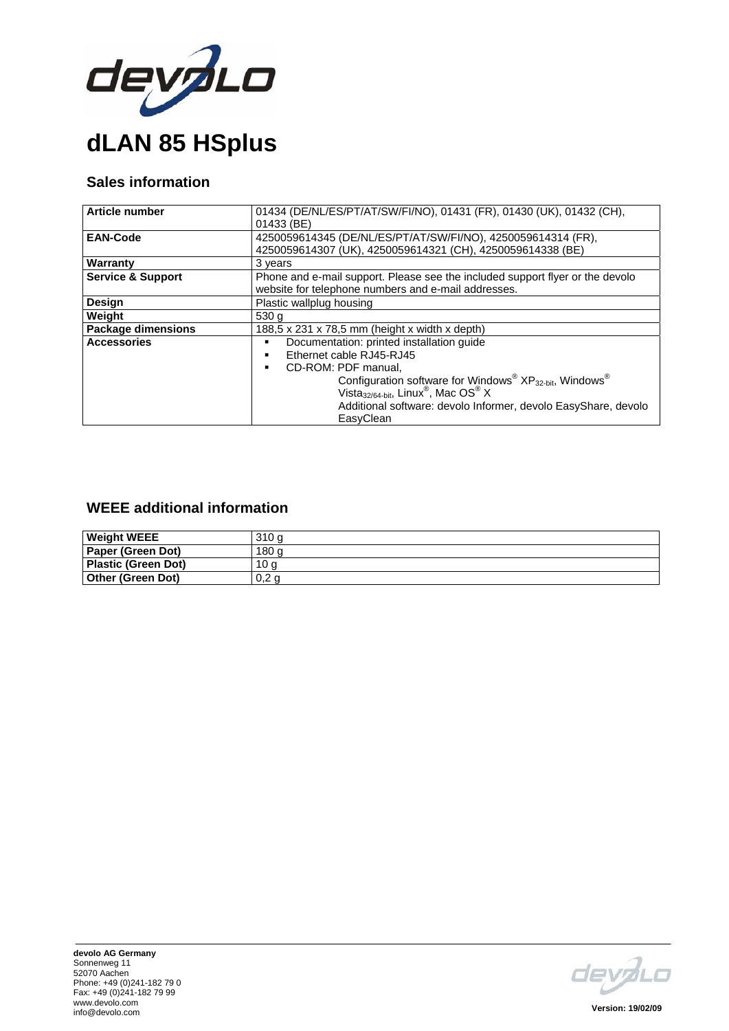# dLAN 85 HSplus

## Sales information

| | |
|---|---|
| **Article number** | 01434 (DE/NL/ES/PT/AT/SW/FI/NO), 01431 (FR), 01430 (UK), 01432 (CH), 01433 (BE) |
| **EAN-Code** | 4250059614345 (DE/NL/ES/PT/AT/SW/FI/NO), 4250059614314 (FR), 4250059614307 (UK), 4250059614321 (CH), 4250059614338 (BE) |
| **Warranty** | 3 years |
| **Service & Support** | Phone and e-mail support. Please see the included support flyer or the devolo website for telephone numbers and e-mail addresses. |
| **Design** | Plastic wallplug housing |
| **Weight** | 530 g |
| **Package dimensions** | 188,5 x 231 x 78,5 mm (height x width x depth) |
| **Accessories** | ▪ Documentation: printed installation guide<br>▪ Ethernet cable RJ45-RJ45<br>▪ CD-ROM: PDF manual,<br>Configuration software for Windows® $XP_{32\text{-bit}}$, Windows® $Vista_{32/64\text{-bit}}$, Linux®, Mac OS® X<br>Additional software: devolo Informer, devolo EasyShare, devolo EasyClean |

## WEEE additional information

| | |
|---|---|
| **Weight WEEE** | 310 g |
| **Paper (Green Dot)** | 180 g |
| **Plastic (Green Dot)** | 10 g |
| **Other (Green Dot)** | 0,2 g |

**devolo AG Germany**
Sonnenweg 11
52070 Aachen
Phone: +49 (0)241-182 79 0
Fax: +49 (0)241-182 79 99
www.devolo.com
info@devolo.com

**Version: 19/02/09**